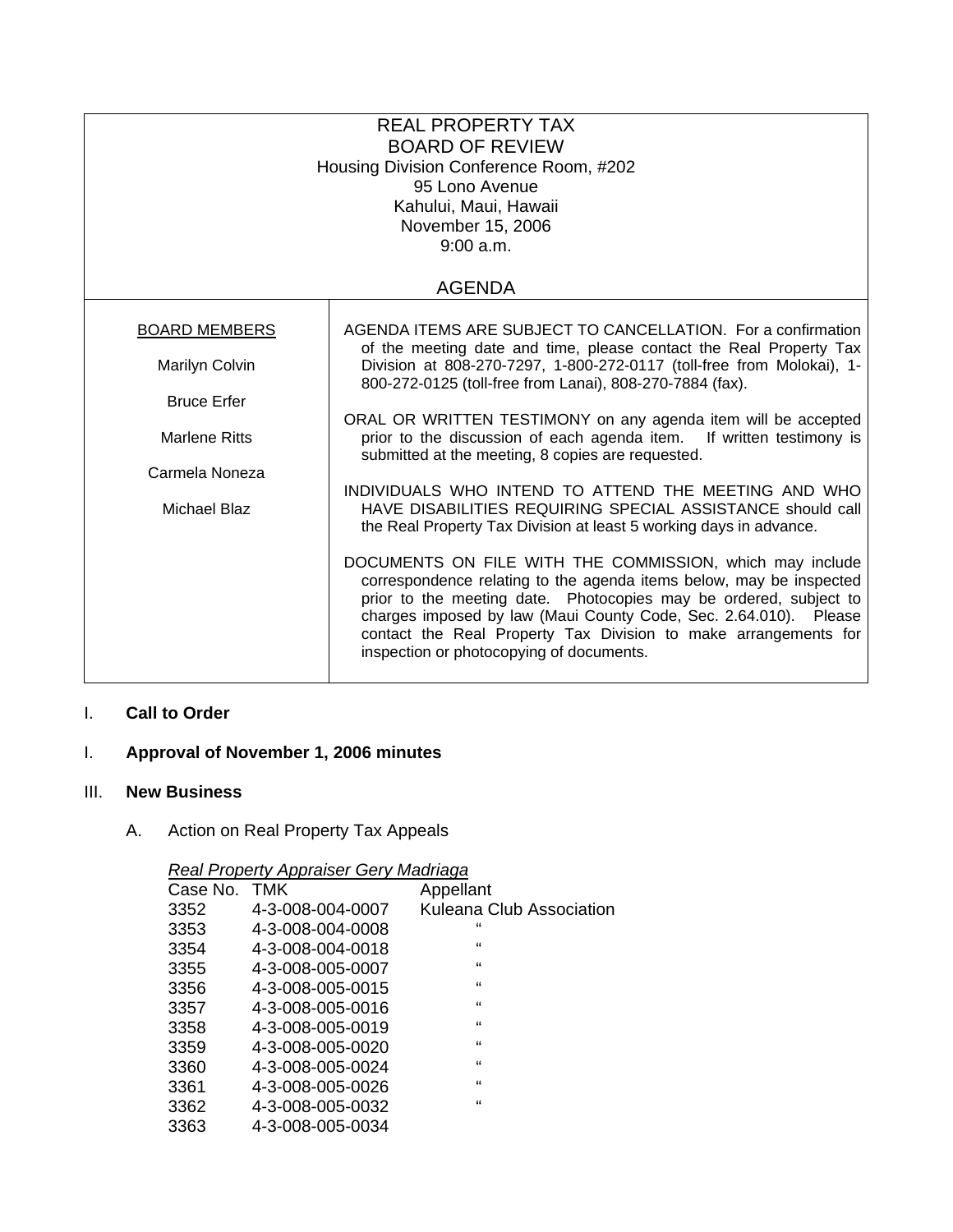REAL PROPERTY TAX
BOARD OF REVIEW
Housing Division Conference Room, #202
95 Lono Avenue
Kahului, Maui, Hawaii
November 15, 2006
9:00 a.m.

AGENDA

| BOARD MEMBERS | |
|---|---|
| Marilyn Colvin<br>Bruce Erfer<br>Marlene Ritts<br>Carmela Noneza<br>Michael Blaz | AGENDA ITEMS ARE SUBJECT TO CANCELLATION. For a confirmation of the meeting date and time, please contact the Real Property Tax Division at 808-270-7297, 1-800-272-0117 (toll-free from Molokai), 1-800-272-0125 (toll-free from Lanai), 808-270-7884 (fax).<br><br>ORAL OR WRITTEN TESTIMONY on any agenda item will be accepted prior to the discussion of each agenda item. If written testimony is submitted at the meeting, 8 copies are requested.<br><br>INDIVIDUALS WHO INTEND TO ATTEND THE MEETING AND WHO HAVE DISABILITIES REQUIRING SPECIAL ASSISTANCE should call the Real Property Tax Division at least 5 working days in advance.<br><br>DOCUMENTS ON FILE WITH THE COMMISSION, which may include correspondence relating to the agenda items below, may be inspected prior to the meeting date. Photocopies may be ordered, subject to charges imposed by law (Maui County Code, Sec. 2.64.010). Please contact the Real Property Tax Division to make arrangements for inspection or photocopying of documents. |

I. **Call to Order**

I. **Approval of November 1, 2006 minutes**

III. **New Business**

A. Action on Real Property Tax Appeals

*Real Property Appraiser Gery Madriaga*

| Case No. | TMK | Appellant |
|---|---|---|
| 3352 | 4-3-008-004-0007 | Kuleana Club Association |
| 3353 | 4-3-008-004-0008 | " |
| 3354 | 4-3-008-004-0018 | " |
| 3355 | 4-3-008-005-0007 | " |
| 3356 | 4-3-008-005-0015 | " |
| 3357 | 4-3-008-005-0016 | " |
| 3358 | 4-3-008-005-0019 | " |
| 3359 | 4-3-008-005-0020 | " |
| 3360 | 4-3-008-005-0024 | " |
| 3361 | 4-3-008-005-0026 | " |
| 3362 | 4-3-008-005-0032 | " |
| 3363 | 4-3-008-005-0034 | |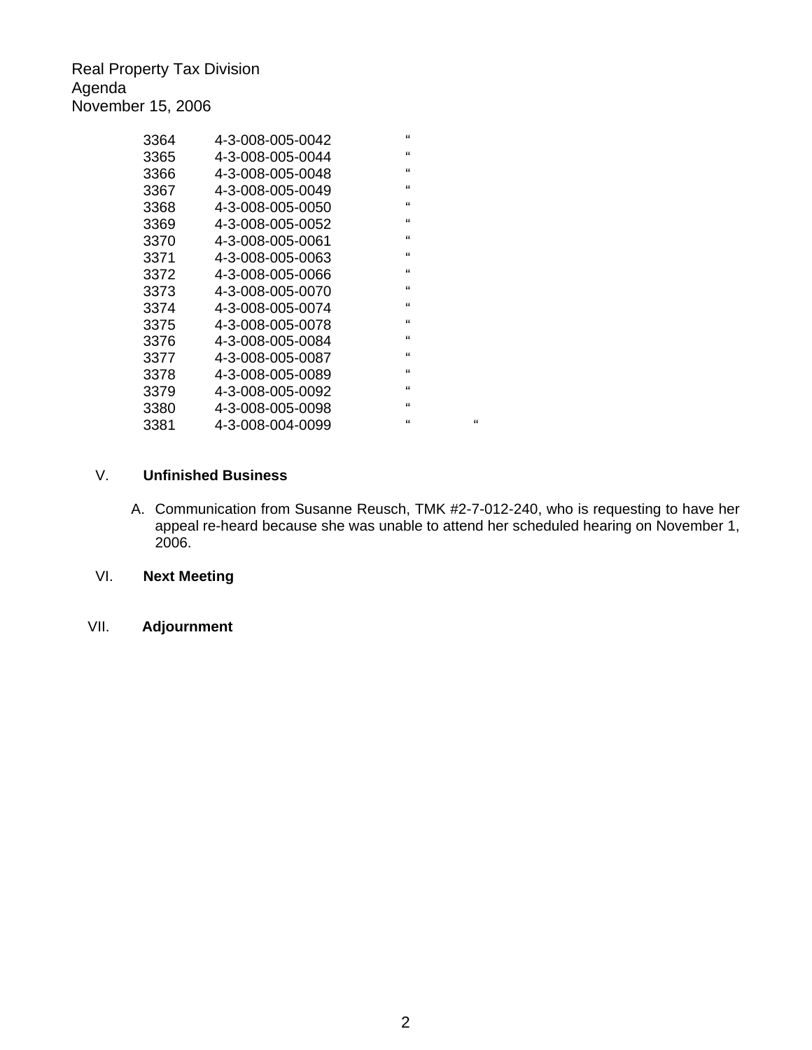Real Property Tax Division
Agenda
November 15, 2006

| | | | |
|---|---|---|---|
| 3364 | 4-3-008-005-0042 | “ | |
| 3365 | 4-3-008-005-0044 | “ | |
| 3366 | 4-3-008-005-0048 | “ | |
| 3367 | 4-3-008-005-0049 | “ | |
| 3368 | 4-3-008-005-0050 | “ | |
| 3369 | 4-3-008-005-0052 | “ | |
| 3370 | 4-3-008-005-0061 | “ | |
| 3371 | 4-3-008-005-0063 | “ | |
| 3372 | 4-3-008-005-0066 | “ | |
| 3373 | 4-3-008-005-0070 | “ | |
| 3374 | 4-3-008-005-0074 | “ | |
| 3375 | 4-3-008-005-0078 | “ | |
| 3376 | 4-3-008-005-0084 | “ | |
| 3377 | 4-3-008-005-0087 | “ | |
| 3378 | 4-3-008-005-0089 | “ | |
| 3379 | 4-3-008-005-0092 | “ | |
| 3380 | 4-3-008-005-0098 | “ | |
| 3381 | 4-3-008-004-0099 | “ | “ |

V. **Unfinished Business**

A. Communication from Susanne Reusch, TMK #2-7-012-240, who is requesting to have her appeal re-heard because she was unable to attend her scheduled hearing on November 1, 2006.

VI. **Next Meeting**

VII. **Adjournment**